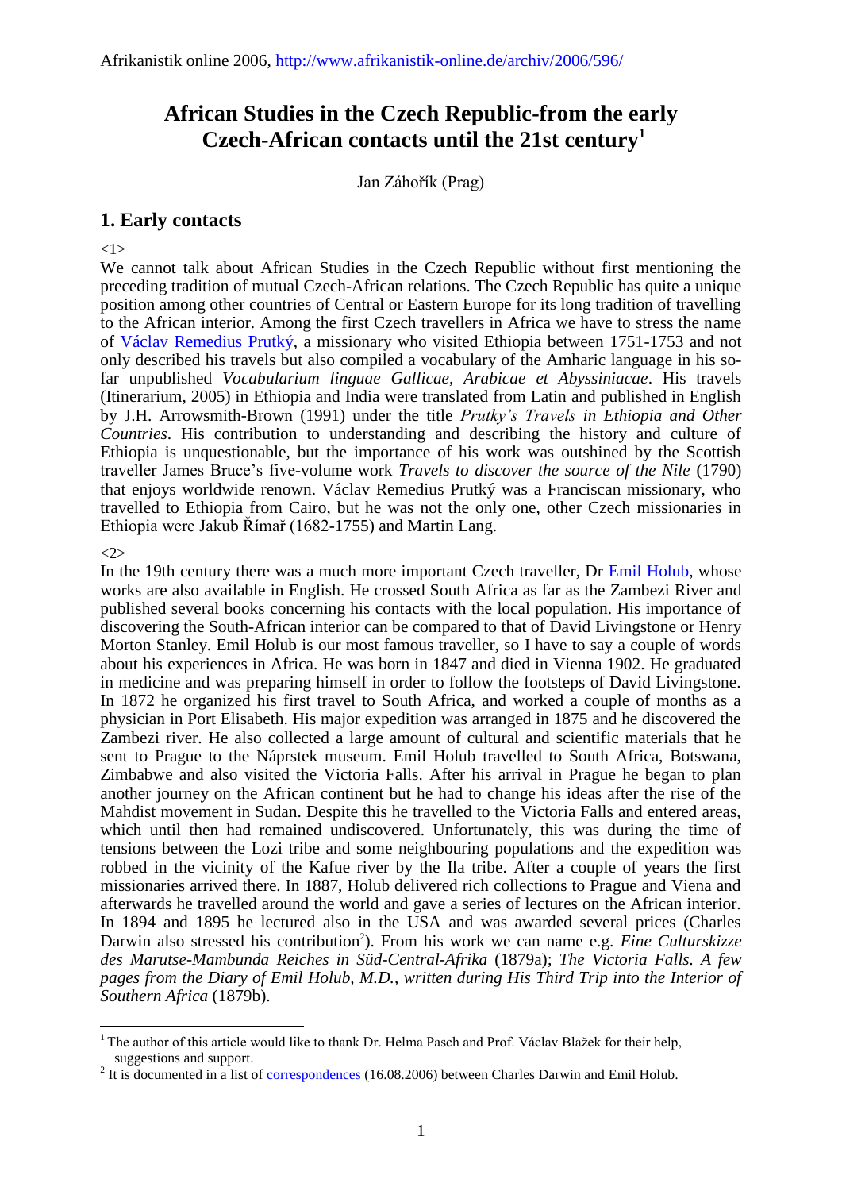# African Studies in the Czech Republic-from the early Czech-African contacts until the 21st century[1]

Jan Záhořík (Prag)

## 1. Early contacts

<1>

We cannot talk about African Studies in the Czech Republic without first mentioning the preceding tradition of mutual Czech-African relations. The Czech Republic has quite a unique position among other countries of Central or Eastern Europe for its long tradition of travelling to the African interior. Among the first Czech travellers in Africa we have to stress the name of Václav Remedius Prutký, a missionary who visited Ethiopia between 1751-1753 and not only described his travels but also compiled a vocabulary of the Amharic language in his so-far unpublished *Vocabularium linguae Gallicae, Arabicae et Abyssiniacae*. His travels (Itinerarium, 2005) in Ethiopia and India were translated from Latin and published in English by J.H. Arrowsmith-Brown (1991) under the title *Prutky's Travels in Ethiopia and Other Countries*. His contribution to understanding and describing the history and culture of Ethiopia is unquestionable, but the importance of his work was outshined by the Scottish traveller James Bruce's five-volume work *Travels to discover the source of the Nile* (1790) that enjoys worldwide renown. Václav Remedius Prutký was a Franciscan missionary, who travelled to Ethiopia from Cairo, but he was not the only one, other Czech missionaries in Ethiopia were Jakub Římař (1682-1755) and Martin Lang.

<2>

In the 19th century there was a much more important Czech traveller, Dr Emil Holub, whose works are also available in English. He crossed South Africa as far as the Zambezi River and published several books concerning his contacts with the local population. His importance of discovering the South-African interior can be compared to that of David Livingstone or Henry Morton Stanley. Emil Holub is our most famous traveller, so I have to say a couple of words about his experiences in Africa. He was born in 1847 and died in Vienna 1902. He graduated in medicine and was preparing himself in order to follow the footsteps of David Livingstone. In 1872 he organized his first travel to South Africa, and worked a couple of months as a physician in Port Elisabeth. His major expedition was arranged in 1875 and he discovered the Zambezi river. He also collected a large amount of cultural and scientific materials that he sent to Prague to the Náprstek museum. Emil Holub travelled to South Africa, Botswana, Zimbabwe and also visited the Victoria Falls. After his arrival in Prague he began to plan another journey on the African continent but he had to change his ideas after the rise of the Mahdist movement in Sudan. Despite this he travelled to the Victoria Falls and entered areas, which until then had remained undiscovered. Unfortunately, this was during the time of tensions between the Lozi tribe and some neighbouring populations and the expedition was robbed in the vicinity of the Kafue river by the Ila tribe. After a couple of years the first missionaries arrived there. In 1887, Holub delivered rich collections to Prague and Viena and afterwards he travelled around the world and gave a series of lectures on the African interior. In 1894 and 1895 he lectured also in the USA and was awarded several prices (Charles Darwin also stressed his contribution[2]). From his work we can name e.g. *Eine Culturskizze des Marutse-Mambunda Reiches in Süd-Central-Afrika* (1879a); *The Victoria Falls. A few pages from the Diary of Emil Holub, M.D., written during His Third Trip into the Interior of Southern Africa* (1879b).

---

[1] The author of this article would like to thank Dr. Helma Pasch and Prof. Václav Blažek for their help, suggestions and support.

[2] It is documented in a list of correspondences (16.08.2006) between Charles Darwin and Emil Holub.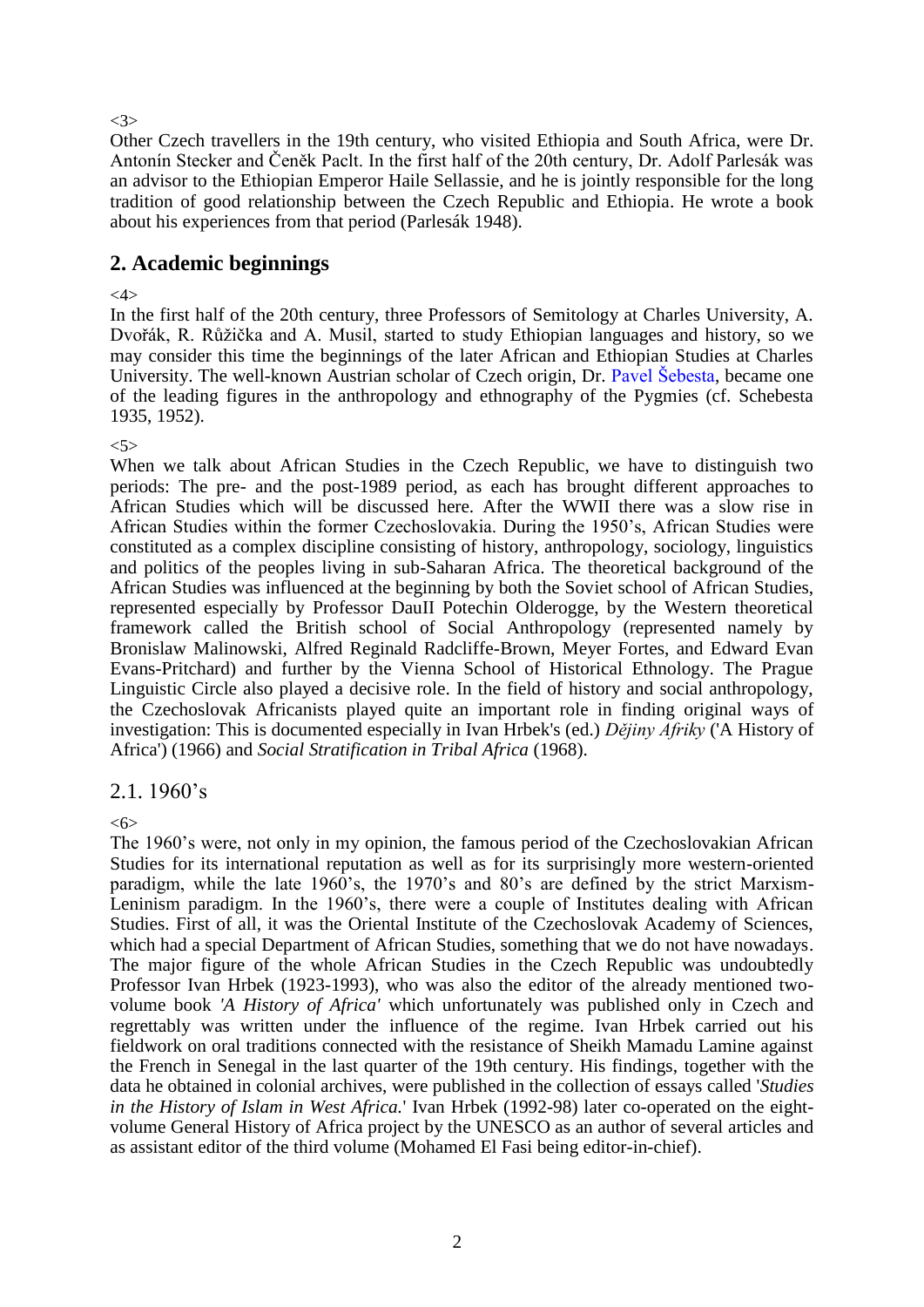<3>

Other Czech travellers in the 19th century, who visited Ethiopia and South Africa, were Dr. Antonín Stecker and Čeněk Paclt. In the first half of the 20th century, Dr. Adolf Parlesák was an advisor to the Ethiopian Emperor Haile Sellassie, and he is jointly responsible for the long tradition of good relationship between the Czech Republic and Ethiopia. He wrote a book about his experiences from that period (Parlesák 1948).

## 2. Academic beginnings

<4>

In the first half of the 20th century, three Professors of Semitology at Charles University, A. Dvořák, R. Růžička and A. Musil, started to study Ethiopian languages and history, so we may consider this time the beginnings of the later African and Ethiopian Studies at Charles University. The well-known Austrian scholar of Czech origin, Dr. Pavel Šebesta, became one of the leading figures in the anthropology and ethnography of the Pygmies (cf. Schebesta 1935, 1952).

<5>

When we talk about African Studies in the Czech Republic, we have to distinguish two periods: The pre- and the post-1989 period, as each has brought different approaches to African Studies which will be discussed here. After the WWII there was a slow rise in African Studies within the former Czechoslovakia. During the 1950's, African Studies were constituted as a complex discipline consisting of history, anthropology, sociology, linguistics and politics of the peoples living in sub-Saharan Africa. The theoretical background of the African Studies was influenced at the beginning by both the Soviet school of African Studies, represented especially by Professor DauII Potechin Olderogge, by the Western theoretical framework called the British school of Social Anthropology (represented namely by Bronislaw Malinowski, Alfred Reginald Radcliffe-Brown, Meyer Fortes, and Edward Evan Evans-Pritchard) and further by the Vienna School of Historical Ethnology. The Prague Linguistic Circle also played a decisive role. In the field of history and social anthropology, the Czechoslovak Africanists played quite an important role in finding original ways of investigation: This is documented especially in Ivan Hrbek's (ed.) *Dějiny Afriky* ('A History of Africa') (1966) and *Social Stratification in Tribal Africa* (1968).

### 2.1. 1960's

<6>

The 1960's were, not only in my opinion, the famous period of the Czechoslovakian African Studies for its international reputation as well as for its surprisingly more western-oriented paradigm, while the late 1960's, the 1970's and 80's are defined by the strict Marxism-Leninism paradigm. In the 1960's, there were a couple of Institutes dealing with African Studies. First of all, it was the Oriental Institute of the Czechoslovak Academy of Sciences, which had a special Department of African Studies, something that we do not have nowadays. The major figure of the whole African Studies in the Czech Republic was undoubtedly Professor Ivan Hrbek (1923-1993), who was also the editor of the already mentioned two-volume book *'A History of Africa'* which unfortunately was published only in Czech and regrettably was written under the influence of the regime. Ivan Hrbek carried out his fieldwork on oral traditions connected with the resistance of Sheikh Mamadu Lamine against the French in Senegal in the last quarter of the 19th century. His findings, together with the data he obtained in colonial archives, were published in the collection of essays called '*Studies in the History of Islam in West Africa.*' Ivan Hrbek (1992-98) later co-operated on the eight-volume General History of Africa project by the UNESCO as an author of several articles and as assistant editor of the third volume (Mohamed El Fasi being editor-in-chief).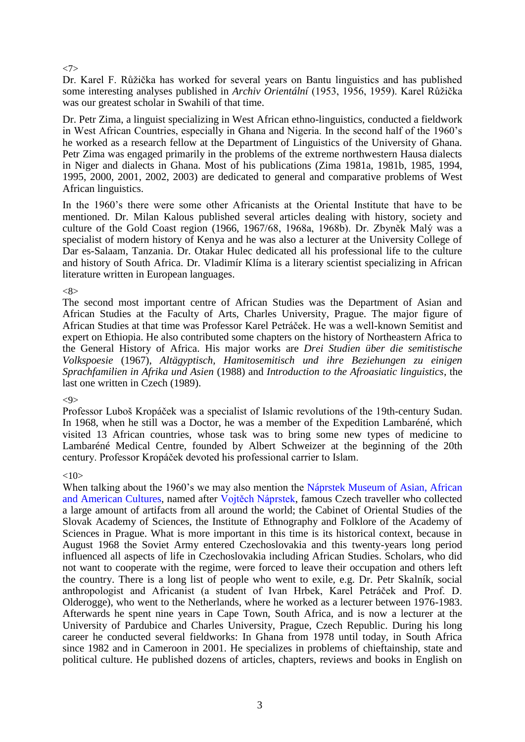<7>
Dr. Karel F. Růžička has worked for several years on Bantu linguistics and has published some interesting analyses published in *Archiv Orientální* (1953, 1956, 1959). Karel Růžička was our greatest scholar in Swahili of that time.

Dr. Petr Zima, a linguist specializing in West African ethno-linguistics, conducted a fieldwork in West African Countries, especially in Ghana and Nigeria. In the second half of the 1960's he worked as a research fellow at the Department of Linguistics of the University of Ghana. Petr Zima was engaged primarily in the problems of the extreme northwestern Hausa dialects in Niger and dialects in Ghana. Most of his publications (Zima 1981a, 1981b, 1985, 1994, 1995, 2000, 2001, 2002, 2003) are dedicated to general and comparative problems of West African linguistics.

In the 1960's there were some other Africanists at the Oriental Institute that have to be mentioned. Dr. Milan Kalous published several articles dealing with history, society and culture of the Gold Coast region (1966, 1967/68, 1968a, 1968b). Dr. Zbyněk Malý was a specialist of modern history of Kenya and he was also a lecturer at the University College of Dar es-Salaam, Tanzania. Dr. Otakar Hulec dedicated all his professional life to the culture and history of South Africa. Dr. Vladimír Klíma is a literary scientist specializing in African literature written in European languages.

<8>
The second most important centre of African Studies was the Department of Asian and African Studies at the Faculty of Arts, Charles University, Prague. The major figure of African Studies at that time was Professor Karel Petráček. He was a well-known Semitist and expert on Ethiopia. He also contributed some chapters on the history of Northeastern Africa to the General History of Africa. His major works are *Drei Studien über die semitistische Volkspoesie* (1967), *Altägyptisch, Hamitosemitisch und ihre Beziehungen zu einigen Sprachfamilien in Afrika und Asien* (1988) and *Introduction to the Afroasiatic linguistics*, the last one written in Czech (1989).

<9>
Professor Luboš Kropáček was a specialist of Islamic revolutions of the 19th-century Sudan. In 1968, when he still was a Doctor, he was a member of the Expedition Lambaréné, which visited 13 African countries, whose task was to bring some new types of medicine to Lambaréné Medical Centre, founded by Albert Schweizer at the beginning of the 20th century. Professor Kropáček devoted his professional carrier to Islam.

<10>
When talking about the 1960's we may also mention the Náprstek Museum of Asian, African and American Cultures, named after Vojtěch Náprstek, famous Czech traveller who collected a large amount of artifacts from all around the world; the Cabinet of Oriental Studies of the Slovak Academy of Sciences, the Institute of Ethnography and Folklore of the Academy of Sciences in Prague. What is more important in this time is its historical context, because in August 1968 the Soviet Army entered Czechoslovakia and this twenty-years long period influenced all aspects of life in Czechoslovakia including African Studies. Scholars, who did not want to cooperate with the regime, were forced to leave their occupation and others left the country. There is a long list of people who went to exile, e.g. Dr. Petr Skalník, social anthropologist and Africanist (a student of Ivan Hrbek, Karel Petráček and Prof. D. Olderogge), who went to the Netherlands, where he worked as a lecturer between 1976-1983. Afterwards he spent nine years in Cape Town, South Africa, and is now a lecturer at the University of Pardubice and Charles University, Prague, Czech Republic. During his long career he conducted several fieldworks: In Ghana from 1978 until today, in South Africa since 1982 and in Cameroon in 2001. He specializes in problems of chieftainship, state and political culture. He published dozens of articles, chapters, reviews and books in English on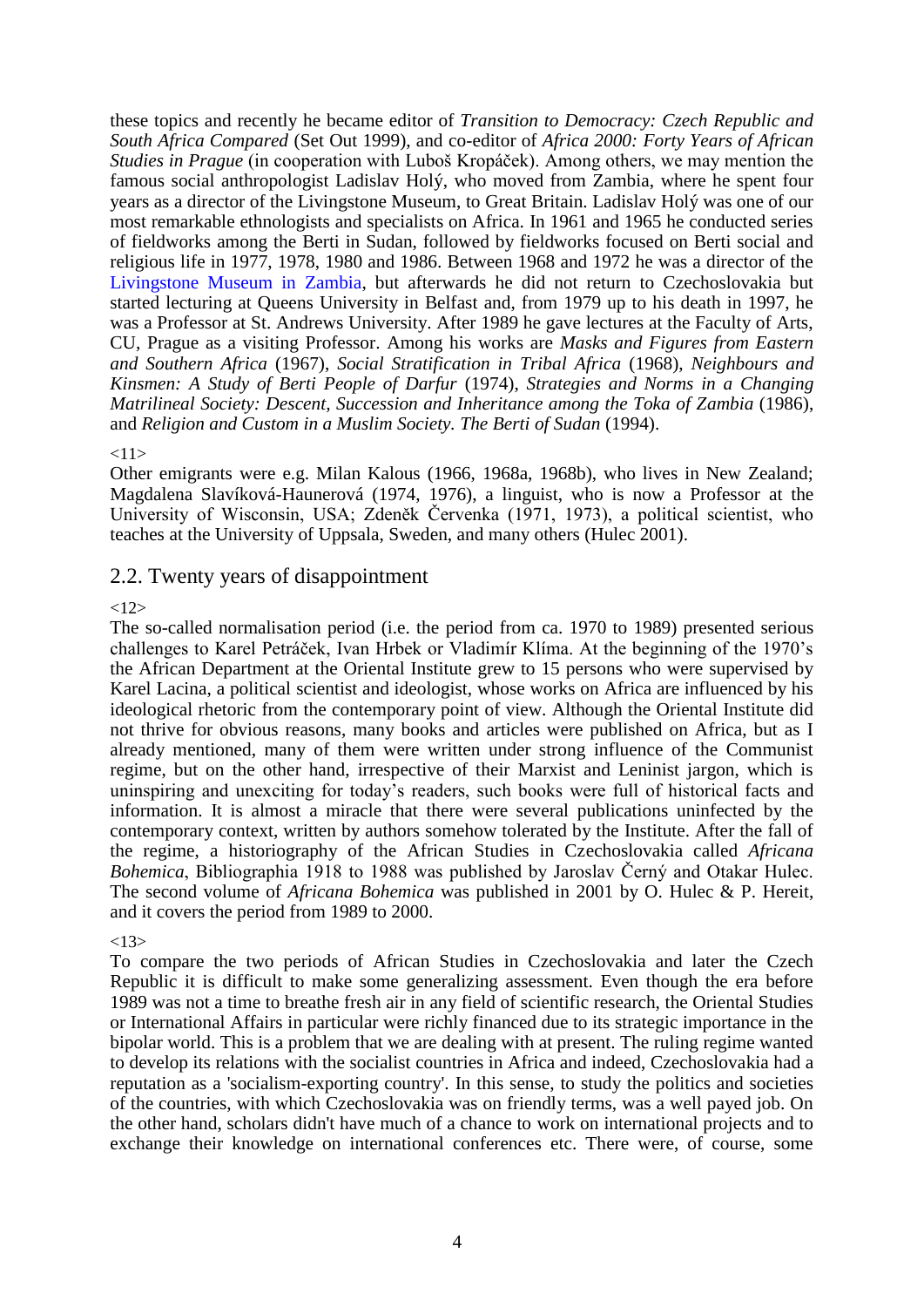these topics and recently he became editor of *Transition to Democracy: Czech Republic and South Africa Compared* (Set Out 1999), and co-editor of *Africa 2000: Forty Years of African Studies in Prague* (in cooperation with Luboš Kropáček). Among others, we may mention the famous social anthropologist Ladislav Holý, who moved from Zambia, where he spent four years as a director of the Livingstone Museum, to Great Britain. Ladislav Holý was one of our most remarkable ethnologists and specialists on Africa. In 1961 and 1965 he conducted series of fieldworks among the Berti in Sudan, followed by fieldworks focused on Berti social and religious life in 1977, 1978, 1980 and 1986. Between 1968 and 1972 he was a director of the Livingstone Museum in Zambia, but afterwards he did not return to Czechoslovakia but started lecturing at Queens University in Belfast and, from 1979 up to his death in 1997, he was a Professor at St. Andrews University. After 1989 he gave lectures at the Faculty of Arts, CU, Prague as a visiting Professor. Among his works are *Masks and Figures from Eastern and Southern Africa* (1967), *Social Stratification in Tribal Africa* (1968), *Neighbours and Kinsmen: A Study of Berti People of Darfur* (1974), *Strategies and Norms in a Changing Matrilineal Society: Descent, Succession and Inheritance among the Toka of Zambia* (1986), and *Religion and Custom in a Muslim Society. The Berti of Sudan* (1994).

<11>

Other emigrants were e.g. Milan Kalous (1966, 1968a, 1968b), who lives in New Zealand; Magdalena Slavíková-Haunerová (1974, 1976), a linguist, who is now a Professor at the University of Wisconsin, USA; Zdeněk Červenka (1971, 1973), a political scientist, who teaches at the University of Uppsala, Sweden, and many others (Hulec 2001).

## 2.2. Twenty years of disappointment

<12>

The so-called normalisation period (i.e. the period from ca. 1970 to 1989) presented serious challenges to Karel Petráček, Ivan Hrbek or Vladimír Klíma. At the beginning of the 1970's the African Department at the Oriental Institute grew to 15 persons who were supervised by Karel Lacina, a political scientist and ideologist, whose works on Africa are influenced by his ideological rhetoric from the contemporary point of view. Although the Oriental Institute did not thrive for obvious reasons, many books and articles were published on Africa, but as I already mentioned, many of them were written under strong influence of the Communist regime, but on the other hand, irrespective of their Marxist and Leninist jargon, which is uninspiring and unexciting for today's readers, such books were full of historical facts and information. It is almost a miracle that there were several publications uninfected by the contemporary context, written by authors somehow tolerated by the Institute. After the fall of the regime, a historiography of the African Studies in Czechoslovakia called *Africana Bohemica*, Bibliographia 1918 to 1988 was published by Jaroslav Černý and Otakar Hulec. The second volume of *Africana Bohemica* was published in 2001 by O. Hulec & P. Hereit, and it covers the period from 1989 to 2000.

<13>

To compare the two periods of African Studies in Czechoslovakia and later the Czech Republic it is difficult to make some generalizing assessment. Even though the era before 1989 was not a time to breathe fresh air in any field of scientific research, the Oriental Studies or International Affairs in particular were richly financed due to its strategic importance in the bipolar world. This is a problem that we are dealing with at present. The ruling regime wanted to develop its relations with the socialist countries in Africa and indeed, Czechoslovakia had a reputation as a 'socialism-exporting country'. In this sense, to study the politics and societies of the countries, with which Czechoslovakia was on friendly terms, was a well payed job. On the other hand, scholars didn't have much of a chance to work on international projects and to exchange their knowledge on international conferences etc. There were, of course, some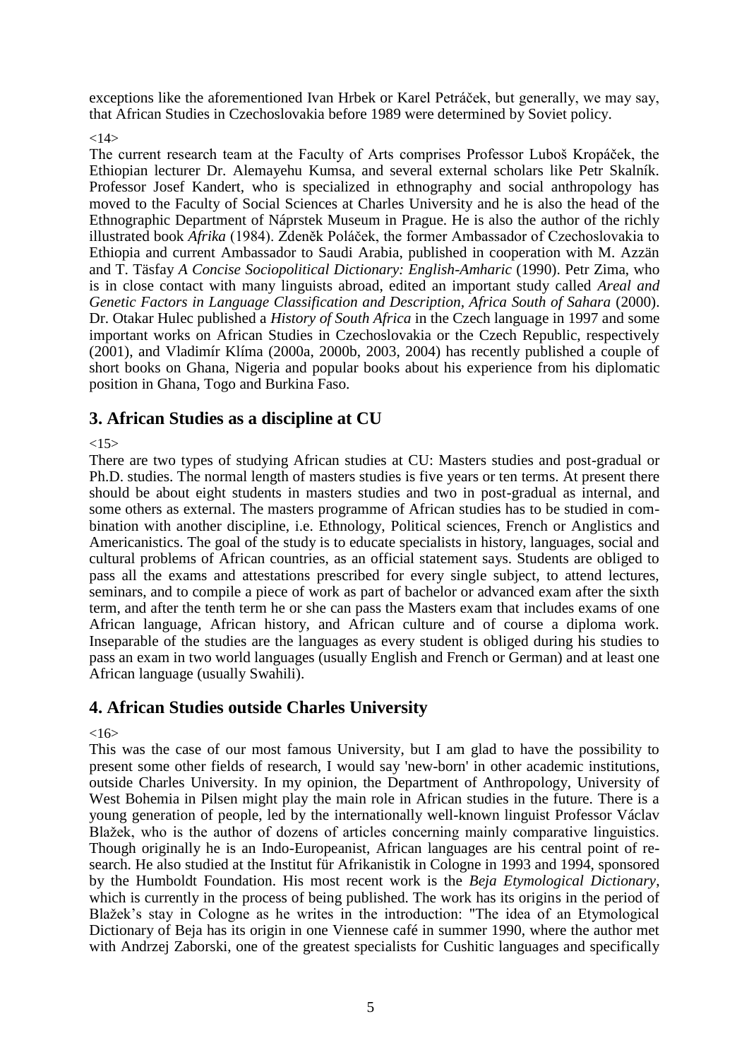exceptions like the aforementioned Ivan Hrbek or Karel Petráček, but generally, we may say, that African Studies in Czechoslovakia before 1989 were determined by Soviet policy.

<14>

The current research team at the Faculty of Arts comprises Professor Luboš Kropáček, the Ethiopian lecturer Dr. Alemayehu Kumsa, and several external scholars like Petr Skalník. Professor Josef Kandert, who is specialized in ethnography and social anthropology has moved to the Faculty of Social Sciences at Charles University and he is also the head of the Ethnographic Department of Náprstek Museum in Prague. He is also the author of the richly illustrated book *Afrika* (1984). Zdeněk Poláček, the former Ambassador of Czechoslovakia to Ethiopia and current Ambassador to Saudi Arabia, published in cooperation with M. Azzän and T. Täsfay *A Concise Sociopolitical Dictionary: English-Amharic* (1990). Petr Zima, who is in close contact with many linguists abroad, edited an important study called *Areal and Genetic Factors in Language Classification and Description*, *Africa South of Sahara* (2000). Dr. Otakar Hulec published a *History of South Africa* in the Czech language in 1997 and some important works on African Studies in Czechoslovakia or the Czech Republic, respectively (2001), and Vladimír Klíma (2000a, 2000b, 2003, 2004) has recently published a couple of short books on Ghana, Nigeria and popular books about his experience from his diplomatic position in Ghana, Togo and Burkina Faso.

## 3. African Studies as a discipline at CU

<15>

There are two types of studying African studies at CU: Masters studies and post-gradual or Ph.D. studies. The normal length of masters studies is five years or ten terms. At present there should be about eight students in masters studies and two in post-gradual as internal, and some others as external. The masters programme of African studies has to be studied in combination with another discipline, i.e. Ethnology, Political sciences, French or Anglistics and Americanistics. The goal of the study is to educate specialists in history, languages, social and cultural problems of African countries, as an official statement says. Students are obliged to pass all the exams and attestations prescribed for every single subject, to attend lectures, seminars, and to compile a piece of work as part of bachelor or advanced exam after the sixth term, and after the tenth term he or she can pass the Masters exam that includes exams of one African language, African history, and African culture and of course a diploma work. Inseparable of the studies are the languages as every student is obliged during his studies to pass an exam in two world languages (usually English and French or German) and at least one African language (usually Swahili).

## 4. African Studies outside Charles University

<16>

This was the case of our most famous University, but I am glad to have the possibility to present some other fields of research, I would say 'new-born' in other academic institutions, outside Charles University. In my opinion, the Department of Anthropology, University of West Bohemia in Pilsen might play the main role in African studies in the future. There is a young generation of people, led by the internationally well-known linguist Professor Václav Blažek, who is the author of dozens of articles concerning mainly comparative linguistics. Though originally he is an Indo-Europeanist, African languages are his central point of research. He also studied at the Institut für Afrikanistik in Cologne in 1993 and 1994, sponsored by the Humboldt Foundation. His most recent work is the *Beja Etymological Dictionary*, which is currently in the process of being published. The work has its origins in the period of Blažek's stay in Cologne as he writes in the introduction: "The idea of an Etymological Dictionary of Beja has its origin in one Viennese café in summer 1990, where the author met with Andrzej Zaborski, one of the greatest specialists for Cushitic languages and specifically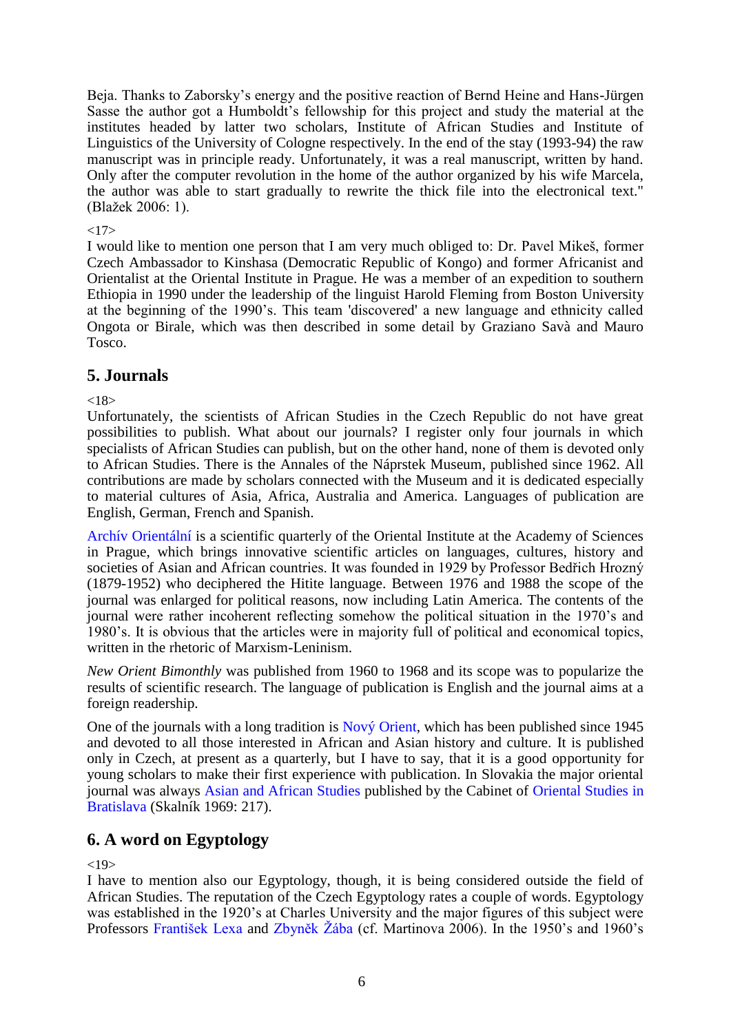Beja. Thanks to Zaborsky's energy and the positive reaction of Bernd Heine and Hans-Jürgen Sasse the author got a Humboldt's fellowship for this project and study the material at the institutes headed by latter two scholars, Institute of African Studies and Institute of Linguistics of the University of Cologne respectively. In the end of the stay (1993-94) the raw manuscript was in principle ready. Unfortunately, it was a real manuscript, written by hand. Only after the computer revolution in the home of the author organized by his wife Marcela, the author was able to start gradually to rewrite the thick file into the electronical text." (Blažek 2006: 1).

<17>
I would like to mention one person that I am very much obliged to: Dr. Pavel Mikeš, former Czech Ambassador to Kinshasa (Democratic Republic of Kongo) and former Africanist and Orientalist at the Oriental Institute in Prague. He was a member of an expedition to southern Ethiopia in 1990 under the leadership of the linguist Harold Fleming from Boston University at the beginning of the 1990's. This team 'discovered' a new language and ethnicity called Ongota or Birale, which was then described in some detail by Graziano Savà and Mauro Tosco.

## 5. Journals

<18>
Unfortunately, the scientists of African Studies in the Czech Republic do not have great possibilities to publish. What about our journals? I register only four journals in which specialists of African Studies can publish, but on the other hand, none of them is devoted only to African Studies. There is the Annales of the Náprstek Museum, published since 1962. All contributions are made by scholars connected with the Museum and it is dedicated especially to material cultures of Asia, Africa, Australia and America. Languages of publication are English, German, French and Spanish.

Archív Orientální is a scientific quarterly of the Oriental Institute at the Academy of Sciences in Prague, which brings innovative scientific articles on languages, cultures, history and societies of Asian and African countries. It was founded in 1929 by Professor Bedřich Hrozný (1879-1952) who deciphered the Hitite language. Between 1976 and 1988 the scope of the journal was enlarged for political reasons, now including Latin America. The contents of the journal were rather incoherent reflecting somehow the political situation in the 1970's and 1980's. It is obvious that the articles were in majority full of political and economical topics, written in the rhetoric of Marxism-Leninism.

*New Orient Bimonthly* was published from 1960 to 1968 and its scope was to popularize the results of scientific research. The language of publication is English and the journal aims at a foreign readership.

One of the journals with a long tradition is Nový Orient, which has been published since 1945 and devoted to all those interested in African and Asian history and culture. It is published only in Czech, at present as a quarterly, but I have to say, that it is a good opportunity for young scholars to make their first experience with publication. In Slovakia the major oriental journal was always Asian and African Studies published by the Cabinet of Oriental Studies in Bratislava (Skalník 1969: 217).

## 6. A word on Egyptology

<19>
I have to mention also our Egyptology, though, it is being considered outside the field of African Studies. The reputation of the Czech Egyptology rates a couple of words. Egyptology was established in the 1920's at Charles University and the major figures of this subject were Professors František Lexa and Zbyněk Žába (cf. Martinova 2006). In the 1950's and 1960's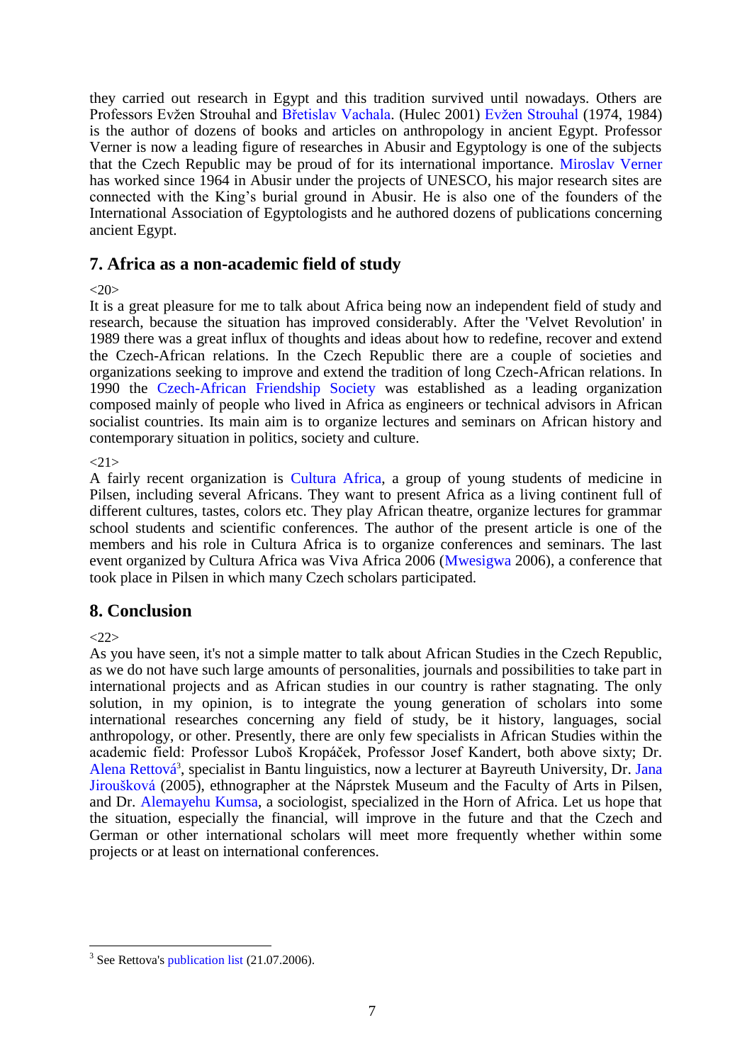they carried out research in Egypt and this tradition survived until nowadays. Others are Professors Evžen Strouhal and Břetislav Vachala. (Hulec 2001) Evžen Strouhal (1974, 1984) is the author of dozens of books and articles on anthropology in ancient Egypt. Professor Verner is now a leading figure of researches in Abusir and Egyptology is one of the subjects that the Czech Republic may be proud of for its international importance. Miroslav Verner has worked since 1964 in Abusir under the projects of UNESCO, his major research sites are connected with the King's burial ground in Abusir. He is also one of the founders of the International Association of Egyptologists and he authored dozens of publications concerning ancient Egypt.

## 7. Africa as a non-academic field of study

<20>

It is a great pleasure for me to talk about Africa being now an independent field of study and research, because the situation has improved considerably. After the 'Velvet Revolution' in 1989 there was a great influx of thoughts and ideas about how to redefine, recover and extend the Czech-African relations. In the Czech Republic there are a couple of societies and organizations seeking to improve and extend the tradition of long Czech-African relations. In 1990 the Czech-African Friendship Society was established as a leading organization composed mainly of people who lived in Africa as engineers or technical advisors in African socialist countries. Its main aim is to organize lectures and seminars on African history and contemporary situation in politics, society and culture.

<21>

A fairly recent organization is Cultura Africa, a group of young students of medicine in Pilsen, including several Africans. They want to present Africa as a living continent full of different cultures, tastes, colors etc. They play African theatre, organize lectures for grammar school students and scientific conferences. The author of the present article is one of the members and his role in Cultura Africa is to organize conferences and seminars. The last event organized by Cultura Africa was Viva Africa 2006 (Mwesigwa 2006), a conference that took place in Pilsen in which many Czech scholars participated.

## 8. Conclusion

<22>

As you have seen, it's not a simple matter to talk about African Studies in the Czech Republic, as we do not have such large amounts of personalities, journals and possibilities to take part in international projects and as African studies in our country is rather stagnating. The only solution, in my opinion, is to integrate the young generation of scholars into some international researches concerning any field of study, be it history, languages, social anthropology, or other. Presently, there are only few specialists in African Studies within the academic field: Professor Luboš Kropáček, Professor Josef Kandert, both above sixty; Dr. Alena Rettová[3], specialist in Bantu linguistics, now a lecturer at Bayreuth University, Dr. Jana Jiroušková (2005), ethnographer at the Náprstek Museum and the Faculty of Arts in Pilsen, and Dr. Alemayehu Kumsa, a sociologist, specialized in the Horn of Africa. Let us hope that the situation, especially the financial, will improve in the future and that the Czech and German or other international scholars will meet more frequently whether within some projects or at least on international conferences.

---

[3] See Rettova's publication list (21.07.2006).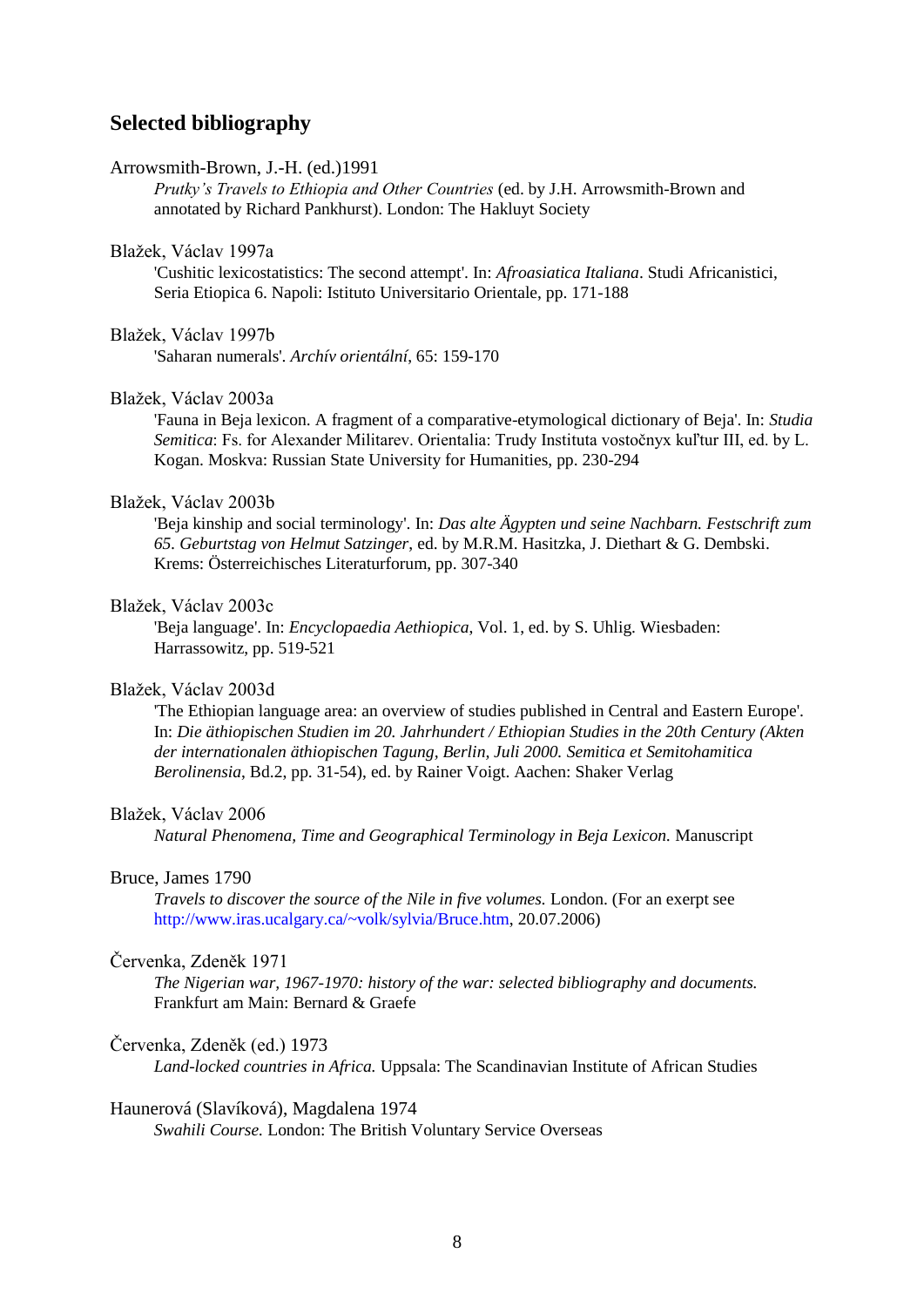## Selected bibliography

Arrowsmith-Brown, J.-H. (ed.)1991

*Prutky's Travels to Ethiopia and Other Countries* (ed. by J.H. Arrowsmith-Brown and annotated by Richard Pankhurst). London: The Hakluyt Society

Blažek, Václav 1997a

'Cushitic lexicostatistics: The second attempt'. In: *Afroasiatica Italiana*. Studi Africanistici, Seria Etiopica 6. Napoli: Istituto Universitario Orientale, pp. 171-188

Blažek, Václav 1997b

'Saharan numerals'. *Archív orientální*, 65: 159-170

Blažek, Václav 2003a

'Fauna in Beja lexicon. A fragment of a comparative-etymological dictionary of Beja'. In: *Studia Semitica*: Fs. for Alexander Militarev. Orientalia: Trudy Instituta vostočnyx kuľtur III, ed. by L. Kogan. Moskva: Russian State University for Humanities, pp. 230-294

Blažek, Václav 2003b

'Beja kinship and social terminology'. In: *Das alte Ägypten und seine Nachbarn. Festschrift zum 65. Geburtstag von Helmut Satzinger*, ed. by M.R.M. Hasitzka, J. Diethart & G. Dembski. Krems: Österreichisches Literaturforum, pp. 307-340

Blažek, Václav 2003c

'Beja language'. In: *Encyclopaedia Aethiopica*, Vol. 1, ed. by S. Uhlig. Wiesbaden: Harrassowitz, pp. 519-521

Blažek, Václav 2003d

'The Ethiopian language area: an overview of studies published in Central and Eastern Europe'. In: *Die äthiopischen Studien im 20. Jahrhundert / Ethiopian Studies in the 20th Century (Akten der internationalen äthiopischen Tagung, Berlin, Juli 2000. Semitica et Semitohamitica Berolinensia*, Bd.2, pp. 31-54), ed. by Rainer Voigt. Aachen: Shaker Verlag

Blažek, Václav 2006

*Natural Phenomena, Time and Geographical Terminology in Beja Lexicon.* Manuscript

Bruce, James 1790

*Travels to discover the source of the Nile in five volumes.* London. (For an exerpt see http://www.iras.ucalgary.ca/~volk/sylvia/Bruce.htm, 20.07.2006)

Červenka, Zdeněk 1971

*The Nigerian war, 1967-1970: history of the war: selected bibliography and documents.* Frankfurt am Main: Bernard & Graefe

Červenka, Zdeněk (ed.) 1973

*Land-locked countries in Africa.* Uppsala: The Scandinavian Institute of African Studies

Haunerová (Slavíková), Magdalena 1974

*Swahili Course.* London: The British Voluntary Service Overseas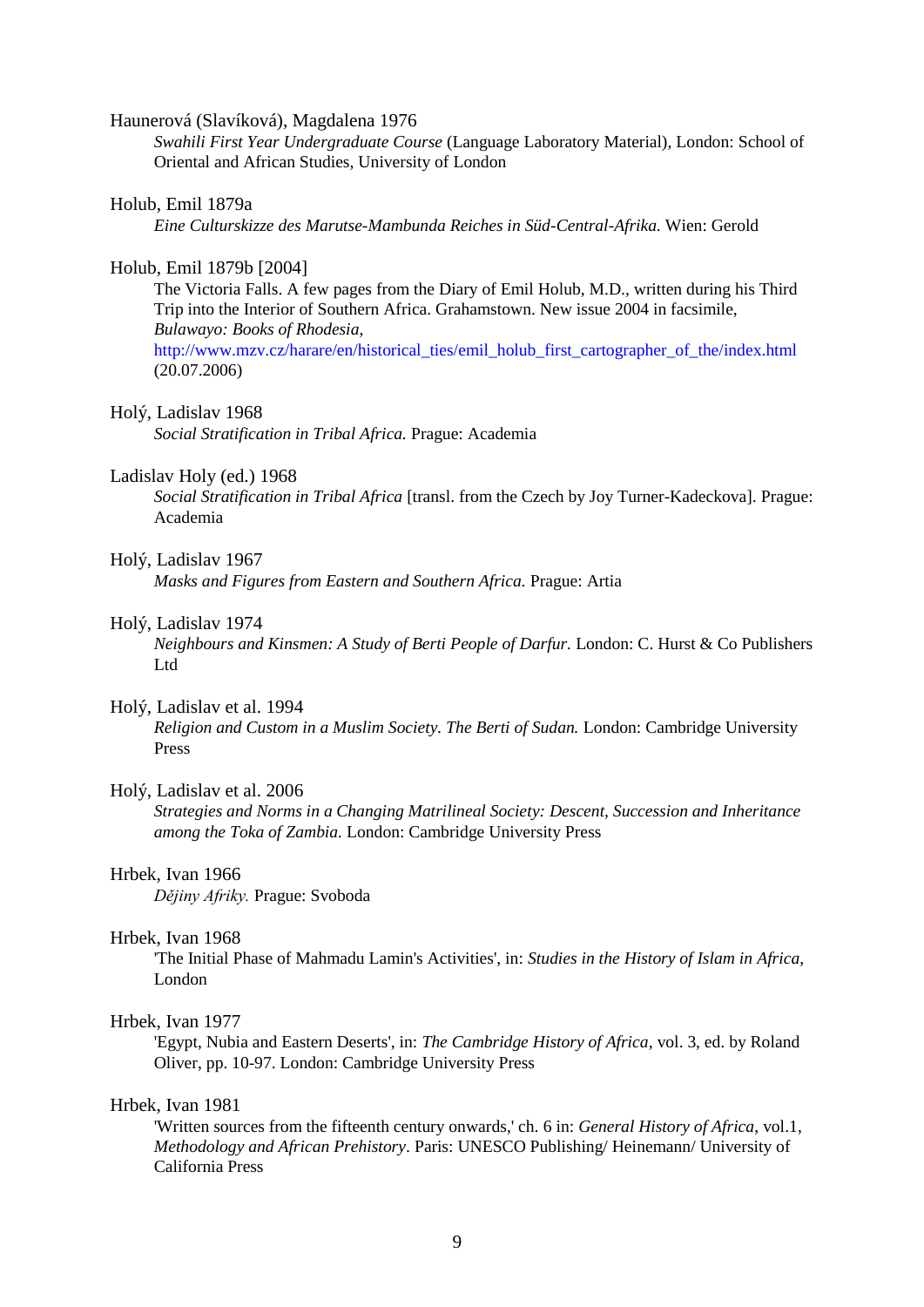Haunerová (Slavíková), Magdalena 1976

*Swahili First Year Undergraduate Course* (Language Laboratory Material), London: School of Oriental and African Studies, University of London

Holub, Emil 1879a

*Eine Culturskizze des Marutse-Mambunda Reiches in Süd-Central-Afrika.* Wien: Gerold

Holub, Emil 1879b [2004]

The Victoria Falls. A few pages from the Diary of Emil Holub, M.D., written during his Third Trip into the Interior of Southern Africa. Grahamstown. New issue 2004 in facsimile, *Bulawayo: Books of Rhodesia,* http://www.mzv.cz/harare/en/historical_ties/emil_holub_first_cartographer_of_the/index.html (20.07.2006)

Holý, Ladislav 1968

*Social Stratification in Tribal Africa.* Prague: Academia

Ladislav Holy (ed.) 1968

*Social Stratification in Tribal Africa* [transl. from the Czech by Joy Turner-Kadeckova]. Prague: Academia

Holý, Ladislav 1967

*Masks and Figures from Eastern and Southern Africa.* Prague: Artia

Holý, Ladislav 1974

*Neighbours and Kinsmen: A Study of Berti People of Darfur*. London: C. Hurst & Co Publishers Ltd

Holý, Ladislav et al. 1994

*Religion and Custom in a Muslim Society. The Berti of Sudan.* London: Cambridge University Press

Holý, Ladislav et al. 2006

*Strategies and Norms in a Changing Matrilineal Society: Descent, Succession and Inheritance among the Toka of Zambia.* London: Cambridge University Press

Hrbek, Ivan 1966

*Dějiny Afriky.* Prague: Svoboda

Hrbek, Ivan 1968

'The Initial Phase of Mahmadu Lamin's Activities', in: *Studies in the History of Islam in Africa*, London

Hrbek, Ivan 1977

'Egypt, Nubia and Eastern Deserts', in: *The Cambridge History of Africa*, vol. 3, ed. by Roland Oliver, pp. 10-97. London: Cambridge University Press

Hrbek, Ivan 1981

'Written sources from the fifteenth century onwards,' ch. 6 in: *General History of Africa*, vol.1, *Methodology and African Prehistory*. Paris: UNESCO Publishing/ Heinemann/ University of California Press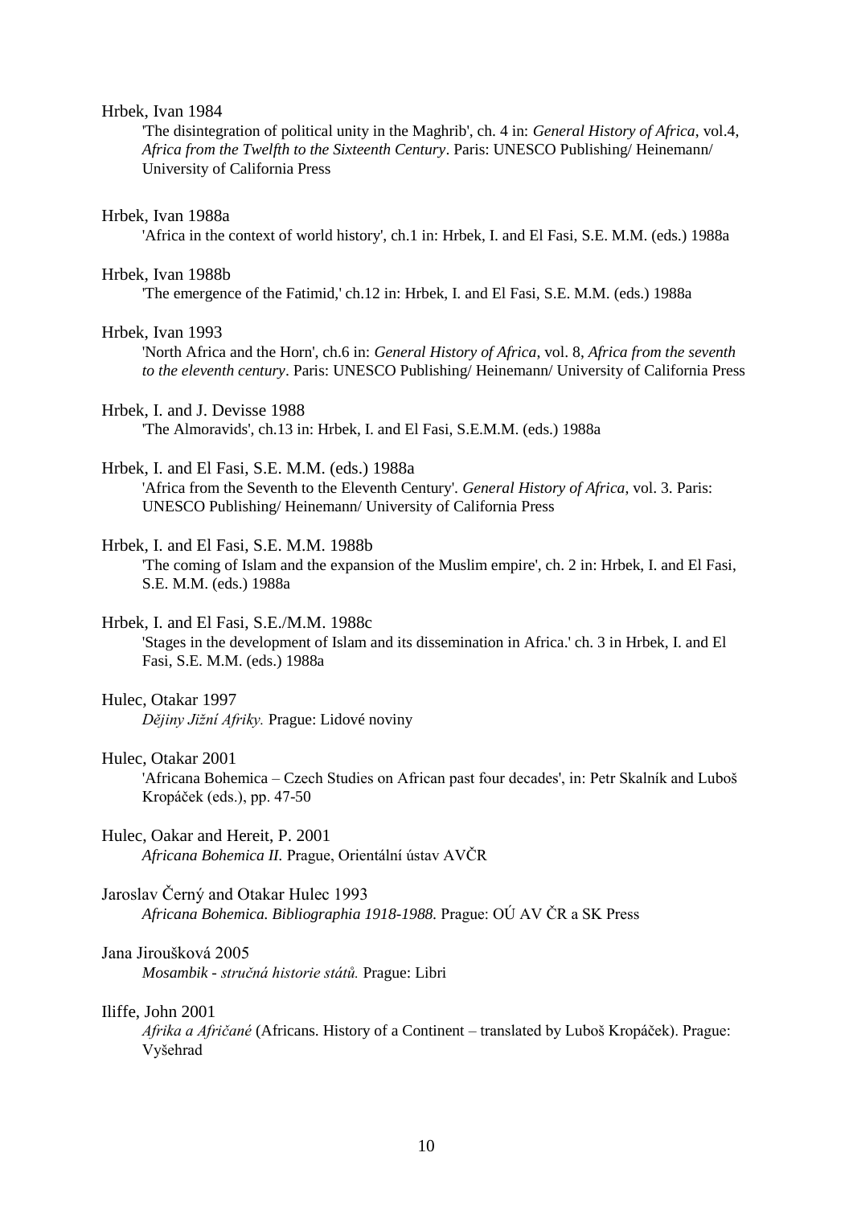Hrbek, Ivan 1984

'The disintegration of political unity in the Maghrib', ch. 4 in: *General History of Africa*, vol.4, *Africa from the Twelfth to the Sixteenth Century*. Paris: UNESCO Publishing/ Heinemann/ University of California Press

Hrbek, Ivan 1988a

'Africa in the context of world history', ch.1 in: Hrbek, I. and El Fasi, S.E. M.M. (eds.) 1988a

Hrbek, Ivan 1988b

'The emergence of the Fatimid,' ch.12 in: Hrbek, I. and El Fasi, S.E. M.M. (eds.) 1988a

Hrbek, Ivan 1993

'North Africa and the Horn', ch.6 in: *General History of Africa*, vol. 8, *Africa from the seventh to the eleventh century*. Paris: UNESCO Publishing/ Heinemann/ University of California Press

Hrbek, I. and J. Devisse 1988

'The Almoravids', ch.13 in: Hrbek, I. and El Fasi, S.E.M.M. (eds.) 1988a

Hrbek, I. and El Fasi, S.E. M.M. (eds.) 1988a

'Africa from the Seventh to the Eleventh Century'. *General History of Africa*, vol. 3. Paris: UNESCO Publishing/ Heinemann/ University of California Press

Hrbek, I. and El Fasi, S.E. M.M. 1988b

'The coming of Islam and the expansion of the Muslim empire', ch. 2 in: Hrbek, I. and El Fasi, S.E. M.M. (eds.) 1988a

Hrbek, I. and El Fasi, S.E./M.M. 1988c

'Stages in the development of Islam and its dissemination in Africa.' ch. 3 in Hrbek, I. and El Fasi, S.E. M.M. (eds.) 1988a

Hulec, Otakar 1997

*Dějiny Jižní Afriky.* Prague: Lidové noviny

Hulec, Otakar 2001

'Africana Bohemica – Czech Studies on African past four decades', in: Petr Skalník and Luboš Kropáček (eds.), pp. 47-50

Hulec, Oakar and Hereit, P. 2001

*Africana Bohemica II.* Prague, Orientální ústav AVČR

Jaroslav Černý and Otakar Hulec 1993

*Africana Bohemica. Bibliographia 1918-1988.* Prague: OÚ AV ČR a SK Press

Jana Jiroušková 2005

*Mosambik - stručná historie států.* Prague: Libri

Iliffe, John 2001

*Afrika a Afričané* (Africans. History of a Continent – translated by Luboš Kropáček). Prague: Vyšehrad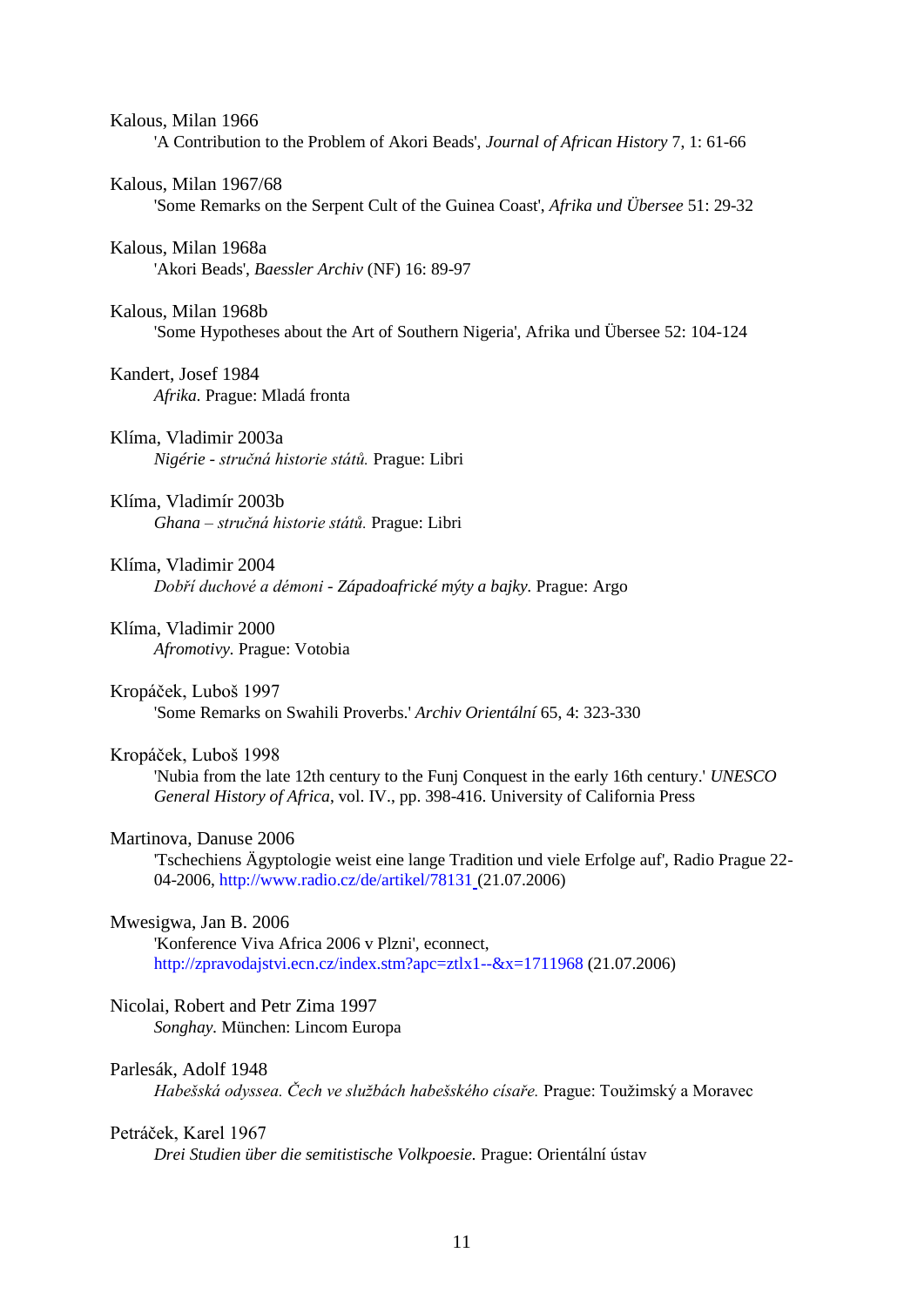Kalous, Milan 1966
'A Contribution to the Problem of Akori Beads', *Journal of African History* 7, 1: 61-66

Kalous, Milan 1967/68
'Some Remarks on the Serpent Cult of the Guinea Coast', *Afrika und Übersee* 51: 29-32

Kalous, Milan 1968a
'Akori Beads', *Baessler Archiv* (NF) 16: 89-97

Kalous, Milan 1968b
'Some Hypotheses about the Art of Southern Nigeria', Afrika und Übersee 52: 104-124

Kandert, Josef 1984
*Afrika.* Prague: Mladá fronta

Klíma, Vladimir 2003a
*Nigérie - stručná historie států.* Prague: Libri

Klíma, Vladimír 2003b
*Ghana – stručná historie států.* Prague: Libri

Klíma, Vladimir 2004
*Dobří duchové a démoni - Západoafrické mýty a bajky.* Prague: Argo

Klíma, Vladimir 2000
*Afromotivy.* Prague: Votobia

Kropáček, Luboš 1997
'Some Remarks on Swahili Proverbs.' *Archiv Orientální* 65, 4: 323-330

Kropáček, Luboš 1998
'Nubia from the late 12th century to the Funj Conquest in the early 16th century.' *UNESCO General History of Africa*, vol. IV., pp. 398-416. University of California Press

Martinova, Danuse 2006
'Tschechiens Ägyptologie weist eine lange Tradition und viele Erfolge auf', Radio Prague 22-04-2006, http://www.radio.cz/de/artikel/78131 (21.07.2006)

Mwesigwa, Jan B. 2006
'Konference Viva Africa 2006 v Plzni', econnect, http://zpravodajstvi.ecn.cz/index.stm?apc=ztlx1--&x=1711968 (21.07.2006)

Nicolai, Robert and Petr Zima 1997
*Songhay.* München: Lincom Europa

Parlesák, Adolf 1948
*Habešská odyssea. Čech ve službách habešského císaře.* Prague: Toužimský a Moravec

Petráček, Karel 1967
*Drei Studien über die semitistische Volkpoesie.* Prague: Orientální ústav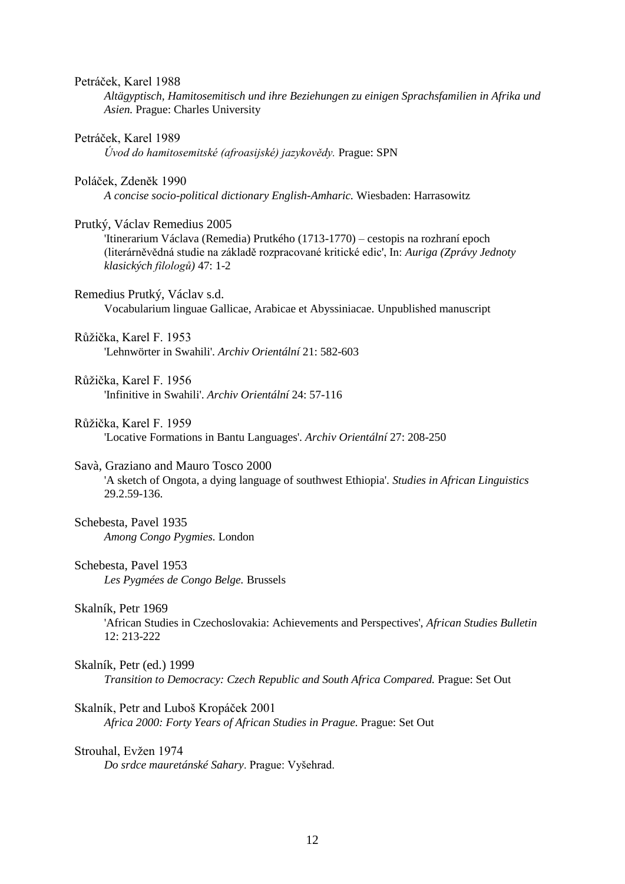Petráček, Karel 1988

*Altägyptisch, Hamitosemitisch und ihre Beziehungen zu einigen Sprachsfamilien in Afrika und Asien.* Prague: Charles University

Petráček, Karel 1989

*Úvod do hamitosemitské (afroasijské) jazykovědy.* Prague: SPN

Poláček, Zdeněk 1990

*A concise socio-political dictionary English-Amharic.* Wiesbaden: Harrasowitz

Prutký, Václav Remedius 2005

'Itinerarium Václava (Remedia) Prutkého (1713-1770) – cestopis na rozhraní epoch (literárněvědná studie na základě rozpracované kritické edic', In: *Auriga (Zprávy Jednoty klasických filologů)* 47: 1-2

Remedius Prutký, Václav s.d.

Vocabularium linguae Gallicae, Arabicae et Abyssiniacae. Unpublished manuscript

Růžička, Karel F. 1953

'Lehnwörter in Swahili'. *Archiv Orientální* 21: 582-603

Růžička, Karel F. 1956

'Infinitive in Swahili'. *Archiv Orientální* 24: 57-116

Růžička, Karel F. 1959

'Locative Formations in Bantu Languages'. *Archiv Orientální* 27: 208-250

Savà, Graziano and Mauro Tosco 2000

'A sketch of Ongota, a dying language of southwest Ethiopia'. *Studies in African Linguistics* 29.2.59-136.

Schebesta, Pavel 1935

*Among Congo Pygmies.* London

Schebesta, Pavel 1953

*Les Pygmées de Congo Belge.* Brussels

Skalník, Petr 1969

'African Studies in Czechoslovakia: Achievements and Perspectives', *African Studies Bulletin* 12: 213-222

Skalník, Petr (ed.) 1999

*Transition to Democracy: Czech Republic and South Africa Compared.* Prague: Set Out

Skalník, Petr and Luboš Kropáček 2001

*Africa 2000: Forty Years of African Studies in Prague.* Prague: Set Out

Strouhal, Evžen 1974

*Do srdce mauretánské Sahary*. Prague: Vyšehrad.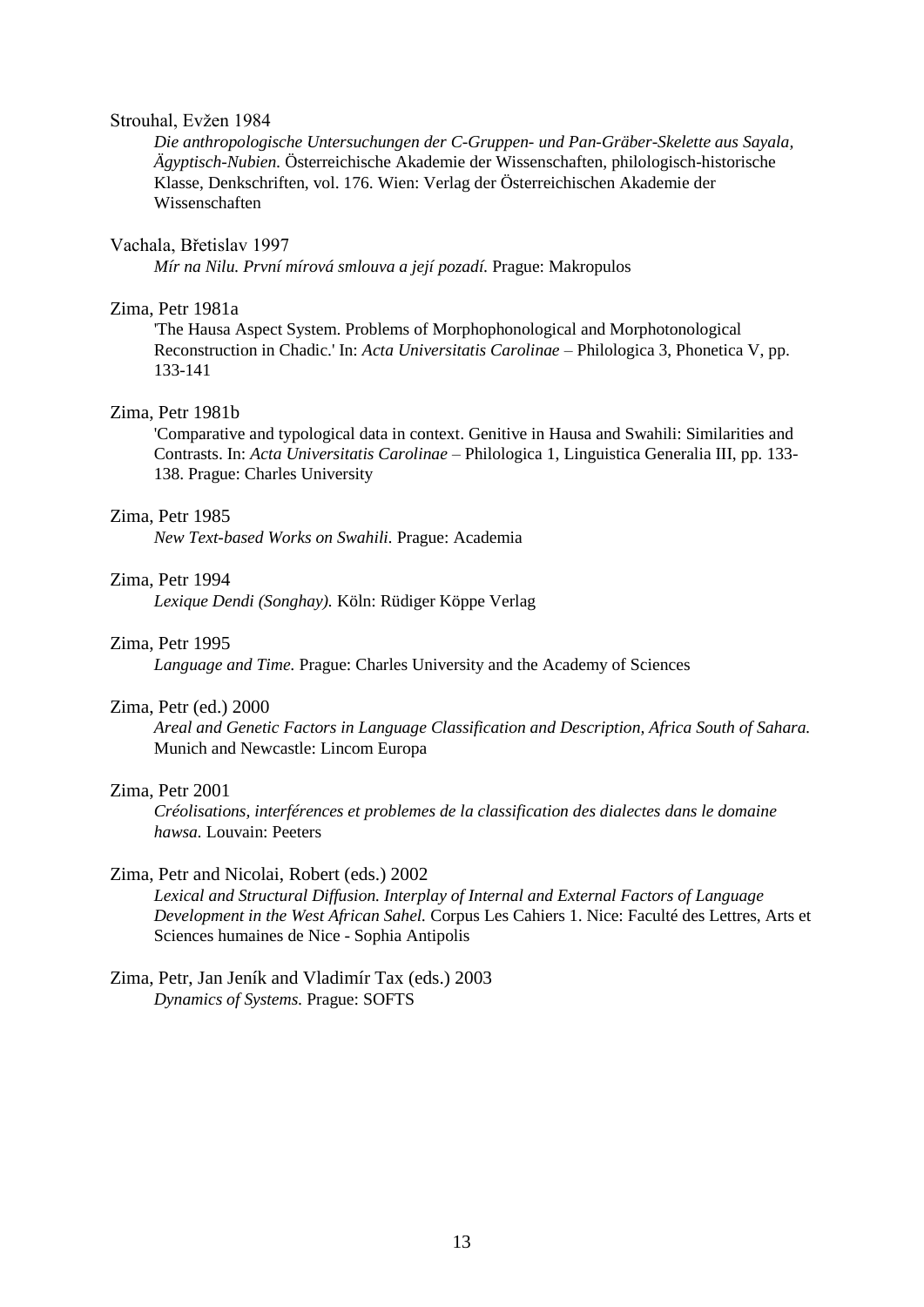Strouhal, Evžen 1984

*Die anthropologische Untersuchungen der C-Gruppen- und Pan-Gräber-Skelette aus Sayala, Ägyptisch-Nubien.* Österreichische Akademie der Wissenschaften, philologisch-historische Klasse, Denkschriften, vol. 176. Wien: Verlag der Österreichischen Akademie der Wissenschaften

Vachala, Břetislav 1997

*Mír na Nilu. První mírová smlouva a její pozadí.* Prague: Makropulos

Zima, Petr 1981a

'The Hausa Aspect System. Problems of Morphophonological and Morphotonological Reconstruction in Chadic.' In: *Acta Universitatis Carolinae* – Philologica 3, Phonetica V, pp. 133-141

Zima, Petr 1981b

'Comparative and typological data in context. Genitive in Hausa and Swahili: Similarities and Contrasts. In: *Acta Universitatis Carolinae* – Philologica 1, Linguistica Generalia III, pp. 133-138. Prague: Charles University

Zima, Petr 1985

*New Text-based Works on Swahili.* Prague: Academia

Zima, Petr 1994

*Lexique Dendi (Songhay).* Köln: Rüdiger Köppe Verlag

Zima, Petr 1995

*Language and Time.* Prague: Charles University and the Academy of Sciences

Zima, Petr (ed.) 2000

*Areal and Genetic Factors in Language Classification and Description, Africa South of Sahara.* Munich and Newcastle: Lincom Europa

Zima, Petr 2001

*Créolisations, interférences et problemes de la classification des dialectes dans le domaine hawsa.* Louvain: Peeters

Zima, Petr and Nicolai, Robert (eds.) 2002

*Lexical and Structural Diffusion. Interplay of Internal and External Factors of Language Development in the West African Sahel.* Corpus Les Cahiers 1. Nice: Faculté des Lettres, Arts et Sciences humaines de Nice - Sophia Antipolis

Zima, Petr, Jan Jeník and Vladimír Tax (eds.) 2003

*Dynamics of Systems.* Prague: SOFTS